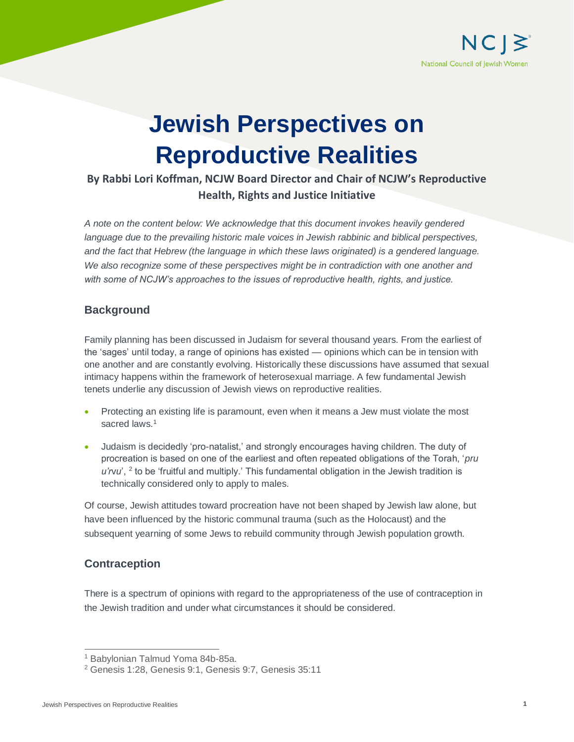# Jewish Perspectives on Reproductive Realities

**By Rabbi Lori Koffman, NCJW Board Director and Chair of NCJW's Reproductive Health, Rights and Justice Initiative**

*A note on the content below: We acknowledge that this document invokes heavily gendered language due to the prevailing historic male voices in Jewish rabbinic and biblical perspectives, and the fact that Hebrew (the language in which these laws originated) is a gendered language. We also recognize some of these perspectives might be in contradiction with one another and with some of NCJW's approaches to the issues of reproductive health, rights, and justice.*

## Background

Family planning has been discussed in Judaism for several thousand years. From the earliest of the 'sages' until today, a range of opinions has existed — opinions which can be in tension with one another and are constantly evolving. Historically these discussions have assumed that sexual intimacy happens within the framework of heterosexual marriage. A few fundamental Jewish tenets underlie any discussion of Jewish views on reproductive realities.

- Protecting an existing life is paramount, even when it means a Jew must violate the most sacred laws.[1]
- Judaism is decidedly 'pro-natalist,' and strongly encourages having children. The duty of procreation is based on one of the earliest and often repeated obligations of the Torah, '*pru u'rvu*', [2] to be 'fruitful and multiply.' This fundamental obligation in the Jewish tradition is technically considered only to apply to males.

Of course, Jewish attitudes toward procreation have not been shaped by Jewish law alone, but have been influenced by the historic communal trauma (such as the Holocaust) and the subsequent yearning of some Jews to rebuild community through Jewish population growth.

## Contraception

There is a spectrum of opinions with regard to the appropriateness of the use of contraception in the Jewish tradition and under what circumstances it should be considered.

---

[1] Babylonian Talmud Yoma 84b-85a.

[2] Genesis 1:28, Genesis 9:1, Genesis 9:7, Genesis 35:11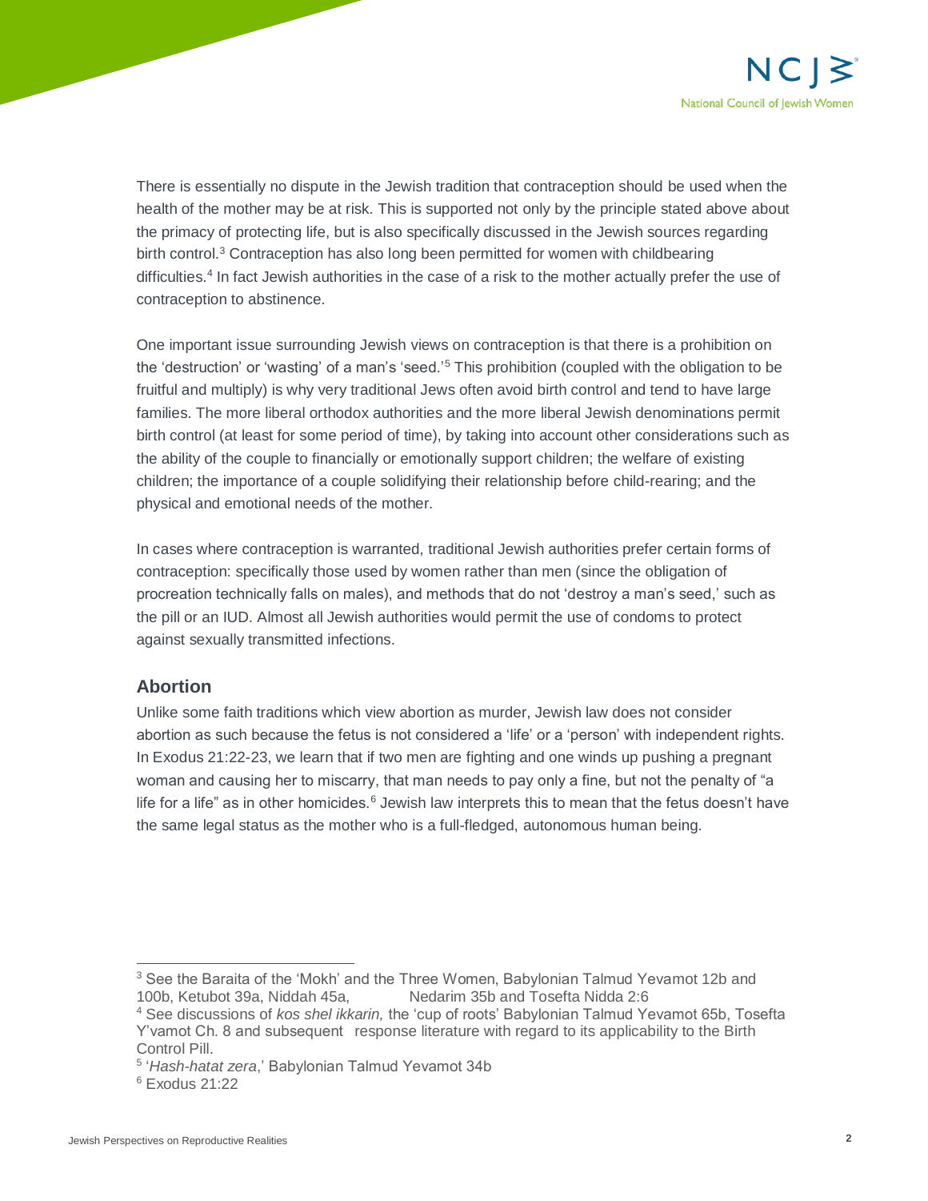There is essentially no dispute in the Jewish tradition that contraception should be used when the health of the mother may be at risk. This is supported not only by the principle stated above about the primacy of protecting life, but is also specifically discussed in the Jewish sources regarding birth control.[3] Contraception has also long been permitted for women with childbearing difficulties.[4] In fact Jewish authorities in the case of a risk to the mother actually prefer the use of contraception to abstinence.

One important issue surrounding Jewish views on contraception is that there is a prohibition on the 'destruction' or 'wasting' of a man's 'seed.'[5] This prohibition (coupled with the obligation to be fruitful and multiply) is why very traditional Jews often avoid birth control and tend to have large families. The more liberal orthodox authorities and the more liberal Jewish denominations permit birth control (at least for some period of time), by taking into account other considerations such as the ability of the couple to financially or emotionally support children; the welfare of existing children; the importance of a couple solidifying their relationship before child-rearing; and the physical and emotional needs of the mother.

In cases where contraception is warranted, traditional Jewish authorities prefer certain forms of contraception: specifically those used by women rather than men (since the obligation of procreation technically falls on males), and methods that do not 'destroy a man's seed,' such as the pill or an IUD. Almost all Jewish authorities would permit the use of condoms to protect against sexually transmitted infections.

### Abortion

Unlike some faith traditions which view abortion as murder, Jewish law does not consider abortion as such because the fetus is not considered a 'life' or a 'person' with independent rights. In Exodus 21:22-23, we learn that if two men are fighting and one winds up pushing a pregnant woman and causing her to miscarry, that man needs to pay only a fine, but not the penalty of "a life for a life" as in other homicides.[6] Jewish law interprets this to mean that the fetus doesn't have the same legal status as the mother who is a full-fledged, autonomous human being.

---

[3] See the Baraita of the 'Mokh' and the Three Women, Babylonian Talmud Yevamot 12b and 100b, Ketubot 39a, Niddah 45a, Nedarim 35b and Tosefta Nidda 2:6

[4] See discussions of *kos shel ikkarin,* the 'cup of roots' Babylonian Talmud Yevamot 65b, Tosefta Y'vamot Ch. 8 and subsequent response literature with regard to its applicability to the Birth Control Pill.

[5] '*Hash-hatat zera*,' Babylonian Talmud Yevamot 34b

[6] Exodus 21:22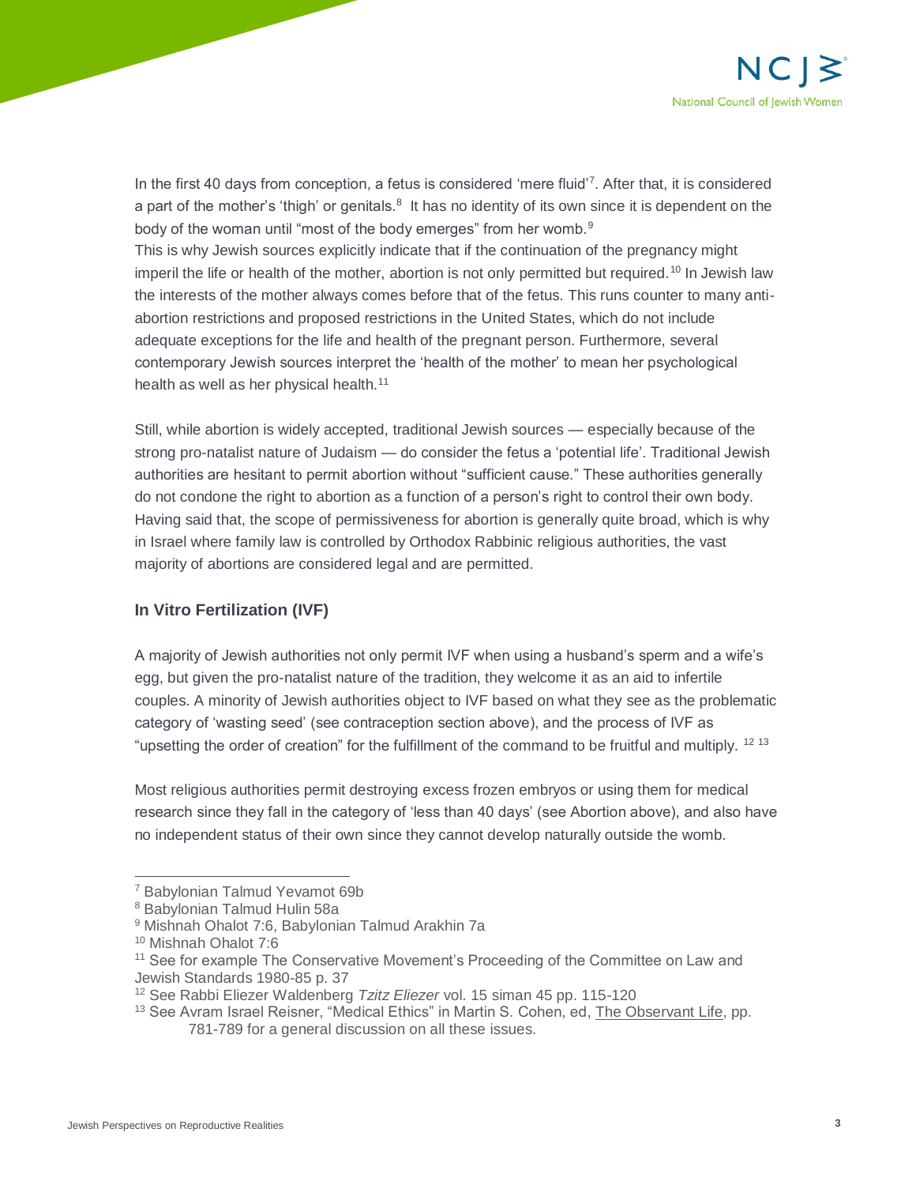In the first 40 days from conception, a fetus is considered 'mere fluid'[7]. After that, it is considered a part of the mother's 'thigh' or genitals.[8] It has no identity of its own since it is dependent on the body of the woman until "most of the body emerges" from her womb.[9]
This is why Jewish sources explicitly indicate that if the continuation of the pregnancy might imperil the life or health of the mother, abortion is not only permitted but required.[10] In Jewish law the interests of the mother always comes before that of the fetus. This runs counter to many anti-abortion restrictions and proposed restrictions in the United States, which do not include adequate exceptions for the life and health of the pregnant person. Furthermore, several contemporary Jewish sources interpret the 'health of the mother' to mean her psychological health as well as her physical health.[11]

Still, while abortion is widely accepted, traditional Jewish sources — especially because of the strong pro-natalist nature of Judaism — do consider the fetus a 'potential life'. Traditional Jewish authorities are hesitant to permit abortion without "sufficient cause." These authorities generally do not condone the right to abortion as a function of a person's right to control their own body. Having said that, the scope of permissiveness for abortion is generally quite broad, which is why in Israel where family law is controlled by Orthodox Rabbinic religious authorities, the vast majority of abortions are considered legal and are permitted.

### In Vitro Fertilization (IVF)

A majority of Jewish authorities not only permit IVF when using a husband's sperm and a wife's egg, but given the pro-natalist nature of the tradition, they welcome it as an aid to infertile couples. A minority of Jewish authorities object to IVF based on what they see as the problematic category of 'wasting seed' (see contraception section above), and the process of IVF as "upsetting the order of creation" for the fulfillment of the command to be fruitful and multiply.[12] [13]

Most religious authorities permit destroying excess frozen embryos or using them for medical research since they fall in the category of 'less than 40 days' (see Abortion above), and also have no independent status of their own since they cannot develop naturally outside the womb.

---

[7] Babylonian Talmud Yevamot 69b
[8] Babylonian Talmud Hulin 58a
[9] Mishnah Ohalot 7:6, Babylonian Talmud Arakhin 7a
[10] Mishnah Ohalot 7:6
[11] See for example The Conservative Movement's Proceeding of the Committee on Law and Jewish Standards 1980-85 p. 37
[12] See Rabbi Eliezer Waldenberg *Tzitz Eliezer* vol. 15 siman 45 pp. 115-120
[13] See Avram Israel Reisner, "Medical Ethics" in Martin S. Cohen, ed, The Observant Life, pp. 781-789 for a general discussion on all these issues.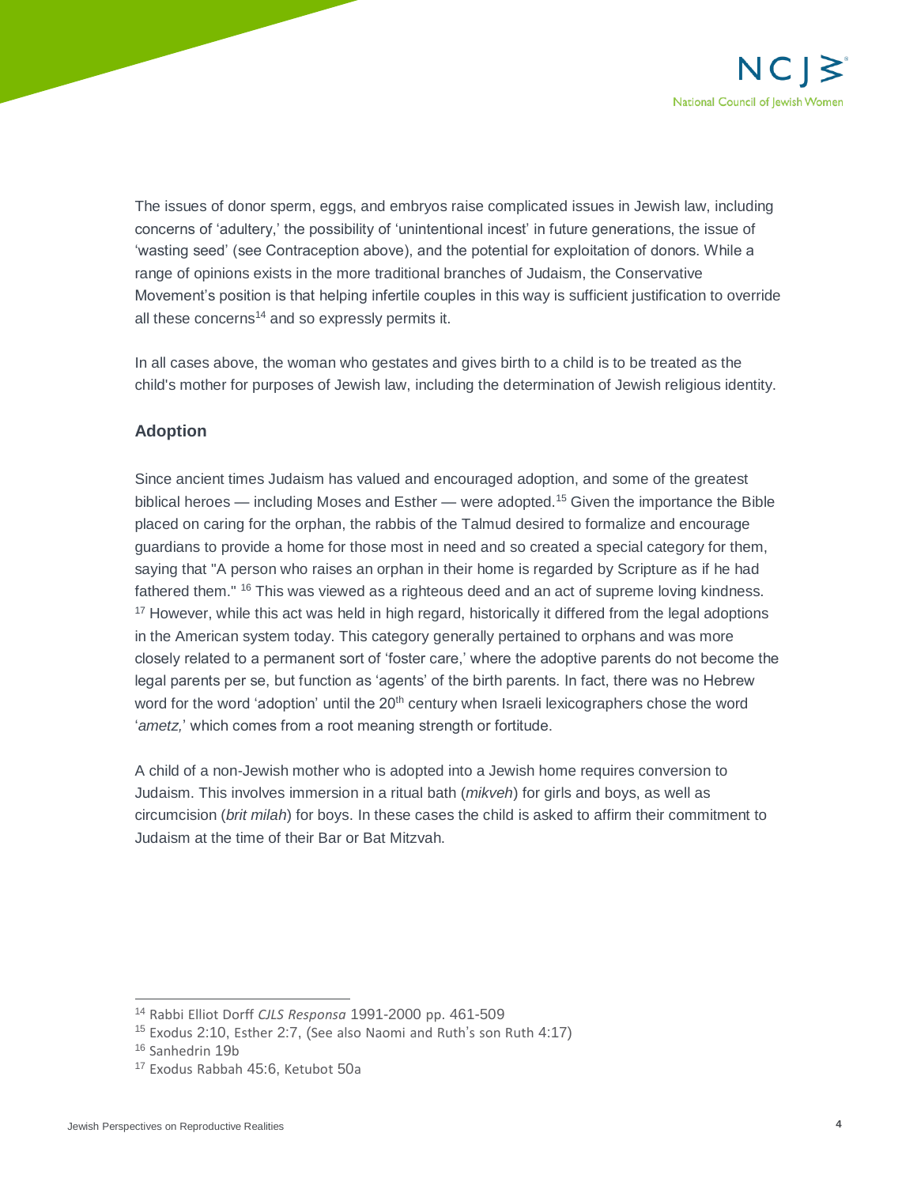The issues of donor sperm, eggs, and embryos raise complicated issues in Jewish law, including concerns of 'adultery,' the possibility of 'unintentional incest' in future generations, the issue of 'wasting seed' (see Contraception above), and the potential for exploitation of donors. While a range of opinions exists in the more traditional branches of Judaism, the Conservative Movement's position is that helping infertile couples in this way is sufficient justification to override all these concerns[14] and so expressly permits it.

In all cases above, the woman who gestates and gives birth to a child is to be treated as the child's mother for purposes of Jewish law, including the determination of Jewish religious identity.

### Adoption

Since ancient times Judaism has valued and encouraged adoption, and some of the greatest biblical heroes — including Moses and Esther — were adopted.[15] Given the importance the Bible placed on caring for the orphan, the rabbis of the Talmud desired to formalize and encourage guardians to provide a home for those most in need and so created a special category for them, saying that "A person who raises an orphan in their home is regarded by Scripture as if he had fathered them." [16] This was viewed as a righteous deed and an act of supreme loving kindness. [17] However, while this act was held in high regard, historically it differed from the legal adoptions in the American system today. This category generally pertained to orphans and was more closely related to a permanent sort of 'foster care,' where the adoptive parents do not become the legal parents per se, but function as 'agents' of the birth parents. In fact, there was no Hebrew word for the word 'adoption' until the 20th century when Israeli lexicographers chose the word '*ametz,*' which comes from a root meaning strength or fortitude.

A child of a non-Jewish mother who is adopted into a Jewish home requires conversion to Judaism. This involves immersion in a ritual bath (*mikveh*) for girls and boys, as well as circumcision (*brit milah*) for boys. In these cases the child is asked to affirm their commitment to Judaism at the time of their Bar or Bat Mitzvah.

---

[14] Rabbi Elliot Dorff *CJLS Responsa* 1991-2000 pp. 461-509

[15] Exodus 2:10, Esther 2:7, (See also Naomi and Ruth's son Ruth 4:17)

[16] Sanhedrin 19b

[17] Exodus Rabbah 45:6, Ketubot 50a